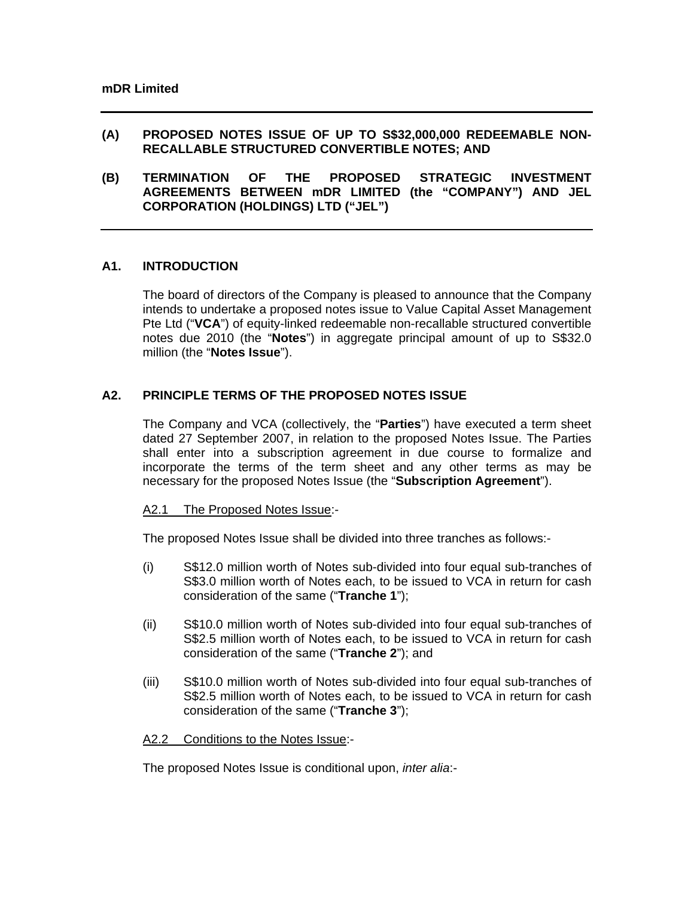**mDR Limited**

---

**(A) PROPOSED NOTES ISSUE OF UP TO S$32,000,000 REDEEMABLE NON-RECALLABLE STRUCTURED CONVERTIBLE NOTES; AND**

**(B) TERMINATION OF THE PROPOSED STRATEGIC INVESTMENT AGREEMENTS BETWEEN mDR LIMITED (the "COMPANY") AND JEL CORPORATION (HOLDINGS) LTD ("JEL")**

---

## A1. INTRODUCTION

The board of directors of the Company is pleased to announce that the Company intends to undertake a proposed notes issue to Value Capital Asset Management Pte Ltd ("**VCA**") of equity-linked redeemable non-recallable structured convertible notes due 2010 (the "**Notes**") in aggregate principal amount of up to S$32.0 million (the "**Notes Issue**").

## A2. PRINCIPLE TERMS OF THE PROPOSED NOTES ISSUE

The Company and VCA (collectively, the "**Parties**") have executed a term sheet dated 27 September 2007, in relation to the proposed Notes Issue. The Parties shall enter into a subscription agreement in due course to formalize and incorporate the terms of the term sheet and any other terms as may be necessary for the proposed Notes Issue (the "**Subscription Agreement**").

<u>A2.1 The Proposed Notes Issue</u>:-

The proposed Notes Issue shall be divided into three tranches as follows:-

(i) S$12.0 million worth of Notes sub-divided into four equal sub-tranches of S$3.0 million worth of Notes each, to be issued to VCA in return for cash consideration of the same ("**Tranche 1**");

(ii) S$10.0 million worth of Notes sub-divided into four equal sub-tranches of S$2.5 million worth of Notes each, to be issued to VCA in return for cash consideration of the same ("**Tranche 2**"); and

(iii) S$10.0 million worth of Notes sub-divided into four equal sub-tranches of S$2.5 million worth of Notes each, to be issued to VCA in return for cash consideration of the same ("**Tranche 3**");

<u>A2.2 Conditions to the Notes Issue</u>:-

The proposed Notes Issue is conditional upon, *inter alia*:-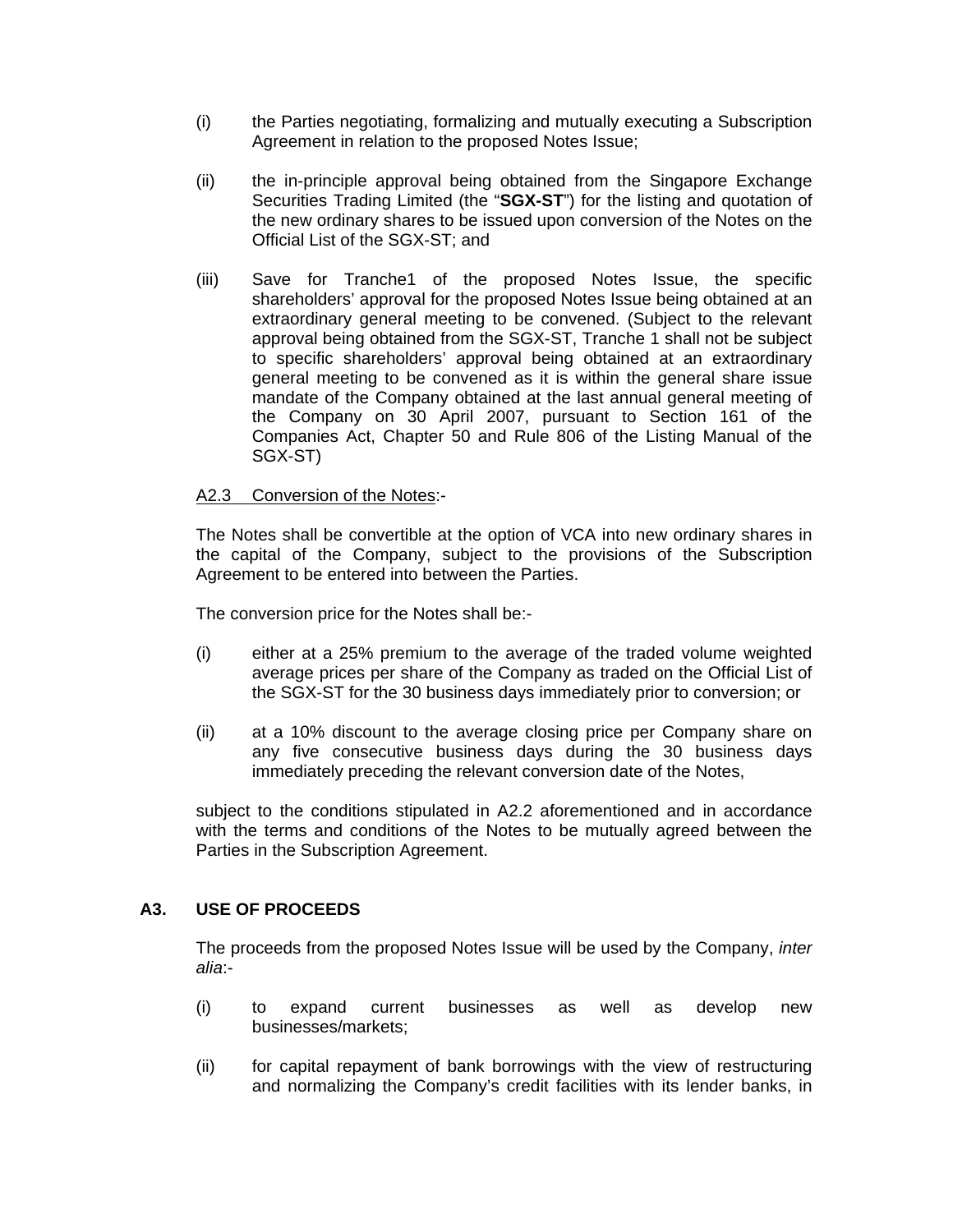(i) the Parties negotiating, formalizing and mutually executing a Subscription Agreement in relation to the proposed Notes Issue;

(ii) the in-principle approval being obtained from the Singapore Exchange Securities Trading Limited (the "**SGX-ST**") for the listing and quotation of the new ordinary shares to be issued upon conversion of the Notes on the Official List of the SGX-ST; and

(iii) Save for Tranche1 of the proposed Notes Issue, the specific shareholders' approval for the proposed Notes Issue being obtained at an extraordinary general meeting to be convened. (Subject to the relevant approval being obtained from the SGX-ST, Tranche 1 shall not be subject to specific shareholders' approval being obtained at an extraordinary general meeting to be convened as it is within the general share issue mandate of the Company obtained at the last annual general meeting of the Company on 30 April 2007, pursuant to Section 161 of the Companies Act, Chapter 50 and Rule 806 of the Listing Manual of the SGX-ST)

<u>A2.3 Conversion of the Notes</u>:-

The Notes shall be convertible at the option of VCA into new ordinary shares in the capital of the Company, subject to the provisions of the Subscription Agreement to be entered into between the Parties.

The conversion price for the Notes shall be:-

(i) either at a 25% premium to the average of the traded volume weighted average prices per share of the Company as traded on the Official List of the SGX-ST for the 30 business days immediately prior to conversion; or

(ii) at a 10% discount to the average closing price per Company share on any five consecutive business days during the 30 business days immediately preceding the relevant conversion date of the Notes,

subject to the conditions stipulated in A2.2 aforementioned and in accordance with the terms and conditions of the Notes to be mutually agreed between the Parties in the Subscription Agreement.

## A3. USE OF PROCEEDS

The proceeds from the proposed Notes Issue will be used by the Company, *inter alia*:-

(i) to expand current businesses as well as develop new businesses/markets;

(ii) for capital repayment of bank borrowings with the view of restructuring and normalizing the Company's credit facilities with its lender banks, in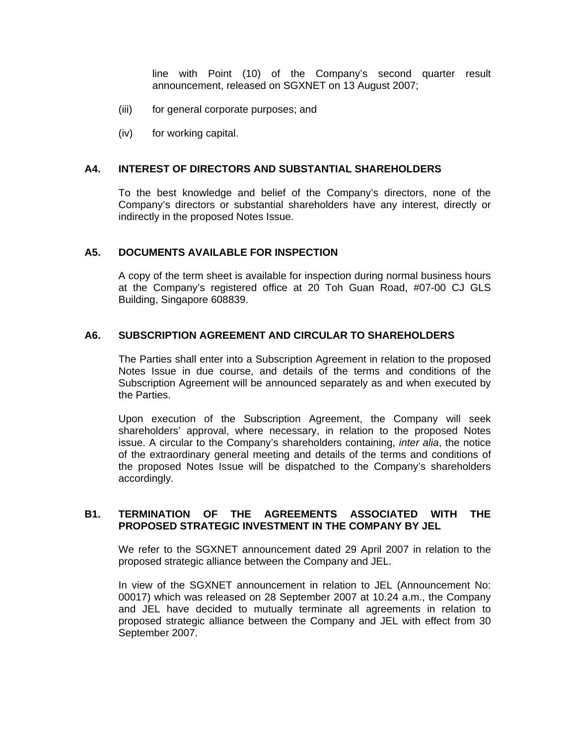line with Point (10) of the Company's second quarter result announcement, released on SGXNET on 13 August 2007;

(iii) for general corporate purposes; and

(iv) for working capital.

**A4. INTEREST OF DIRECTORS AND SUBSTANTIAL SHAREHOLDERS**

To the best knowledge and belief of the Company's directors, none of the Company's directors or substantial shareholders have any interest, directly or indirectly in the proposed Notes Issue.

**A5. DOCUMENTS AVAILABLE FOR INSPECTION**

A copy of the term sheet is available for inspection during normal business hours at the Company's registered office at 20 Toh Guan Road, #07-00 CJ GLS Building, Singapore 608839.

**A6. SUBSCRIPTION AGREEMENT AND CIRCULAR TO SHAREHOLDERS**

The Parties shall enter into a Subscription Agreement in relation to the proposed Notes Issue in due course, and details of the terms and conditions of the Subscription Agreement will be announced separately as and when executed by the Parties.

Upon execution of the Subscription Agreement, the Company will seek shareholders' approval, where necessary, in relation to the proposed Notes issue. A circular to the Company's shareholders containing, *inter alia*, the notice of the extraordinary general meeting and details of the terms and conditions of the proposed Notes Issue will be dispatched to the Company's shareholders accordingly.

**B1. TERMINATION OF THE AGREEMENTS ASSOCIATED WITH THE PROPOSED STRATEGIC INVESTMENT IN THE COMPANY BY JEL**

We refer to the SGXNET announcement dated 29 April 2007 in relation to the proposed strategic alliance between the Company and JEL.

In view of the SGXNET announcement in relation to JEL (Announcement No: 00017) which was released on 28 September 2007 at 10.24 a.m., the Company and JEL have decided to mutually terminate all agreements in relation to proposed strategic alliance between the Company and JEL with effect from 30 September 2007.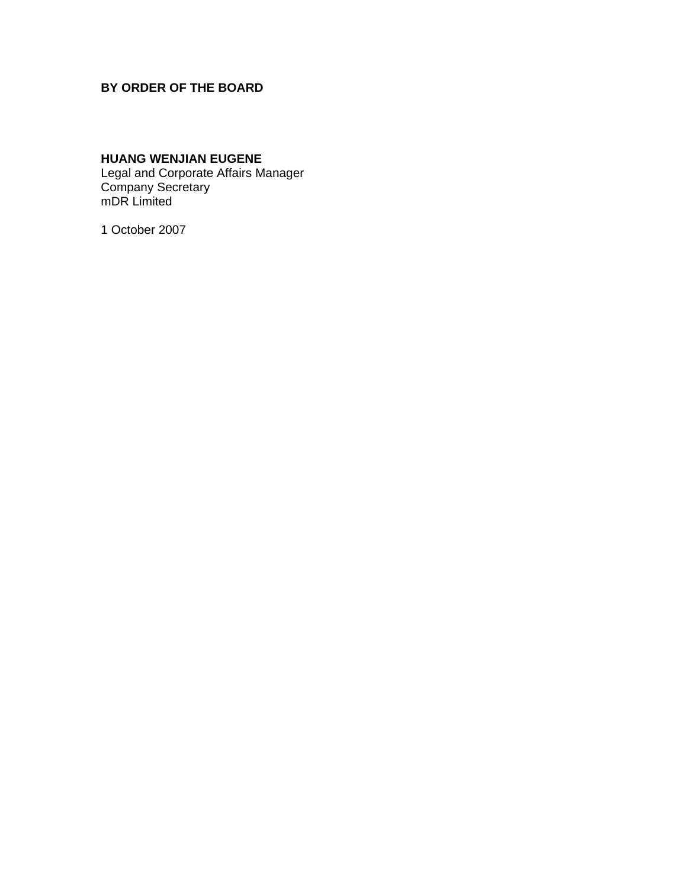**BY ORDER OF THE BOARD**

**HUANG WENJIAN EUGENE**
Legal and Corporate Affairs Manager
Company Secretary
mDR Limited

1 October 2007